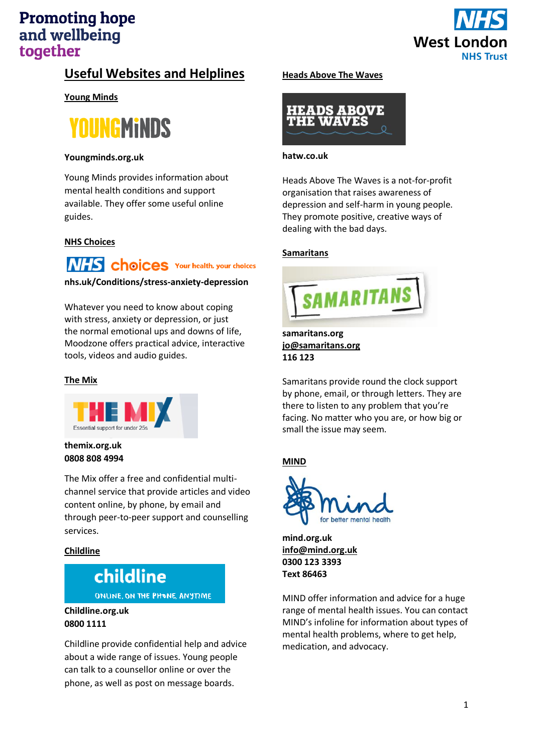# Useful Websites and Helplines

## Young Minds

**Youngminds.org.uk**

Young Minds provides information about mental health conditions and support available. They offer some useful online guides.

## NHS Choices

**nhs.uk/Conditions/stress-anxiety-depression**

Whatever you need to know about coping with stress, anxiety or depression, or just the normal emotional ups and downs of life, Moodzone offers practical advice, interactive tools, videos and audio guides.

## The Mix

**themix.org.uk**
**0808 808 4994**

The Mix offer a free and confidential multi-channel service that provide articles and video content online, by phone, by email and through peer-to-peer support and counselling services.

## Childline

**Childline.org.uk**
**0800 1111**

Childline provide confidential help and advice about a wide range of issues. Young people can talk to a counsellor online or over the phone, as well as post on message boards.

## Heads Above The Waves

**hatw.co.uk**

Heads Above The Waves is a not-for-profit organisation that raises awareness of depression and self-harm in young people. They promote positive, creative ways of dealing with the bad days.

## Samaritans

**samaritans.org**
**jo@samaritans.org**
**116 123**

Samaritans provide round the clock support by phone, email, or through letters. They are there to listen to any problem that you're facing. No matter who you are, or how big or small the issue may seem.

## MIND

**mind.org.uk**
**info@mind.org.uk**
**0300 123 3393**
**Text 86463**

MIND offer information and advice for a huge range of mental health issues. You can contact MIND's infoline for information about types of mental health problems, where to get help, medication, and advocacy.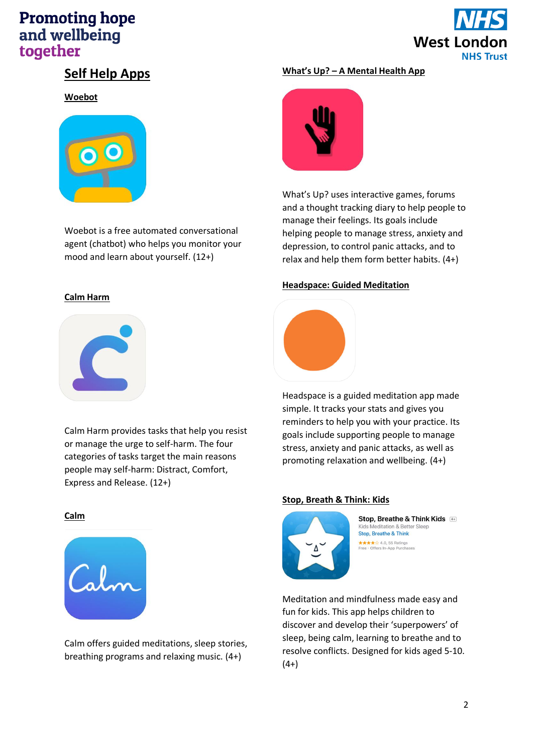# Self Help Apps

## Woebot

Woebot is a free automated conversational agent (chatbot) who helps you monitor your mood and learn about yourself. (12+)

## Calm Harm

Calm Harm provides tasks that help you resist or manage the urge to self-harm. The four categories of tasks target the main reasons people may self-harm: Distract, Comfort, Express and Release. (12+)

## Calm

Calm offers guided meditations, sleep stories, breathing programs and relaxing music. (4+)

## What's Up? – A Mental Health App

What's Up? uses interactive games, forums and a thought tracking diary to help people to manage their feelings. Its goals include helping people to manage stress, anxiety and depression, to control panic attacks, and to relax and help them form better habits. (4+)

## Headspace: Guided Meditation

Headspace is a guided meditation app made simple. It tracks your stats and gives you reminders to help you with your practice. Its goals include supporting people to manage stress, anxiety and panic attacks, as well as promoting relaxation and wellbeing. (4+)

## Stop, Breath & Think: Kids

Meditation and mindfulness made easy and fun for kids. This app helps children to discover and develop their 'superpowers' of sleep, being calm, learning to breathe and to resolve conflicts. Designed for kids aged 5-10. (4+)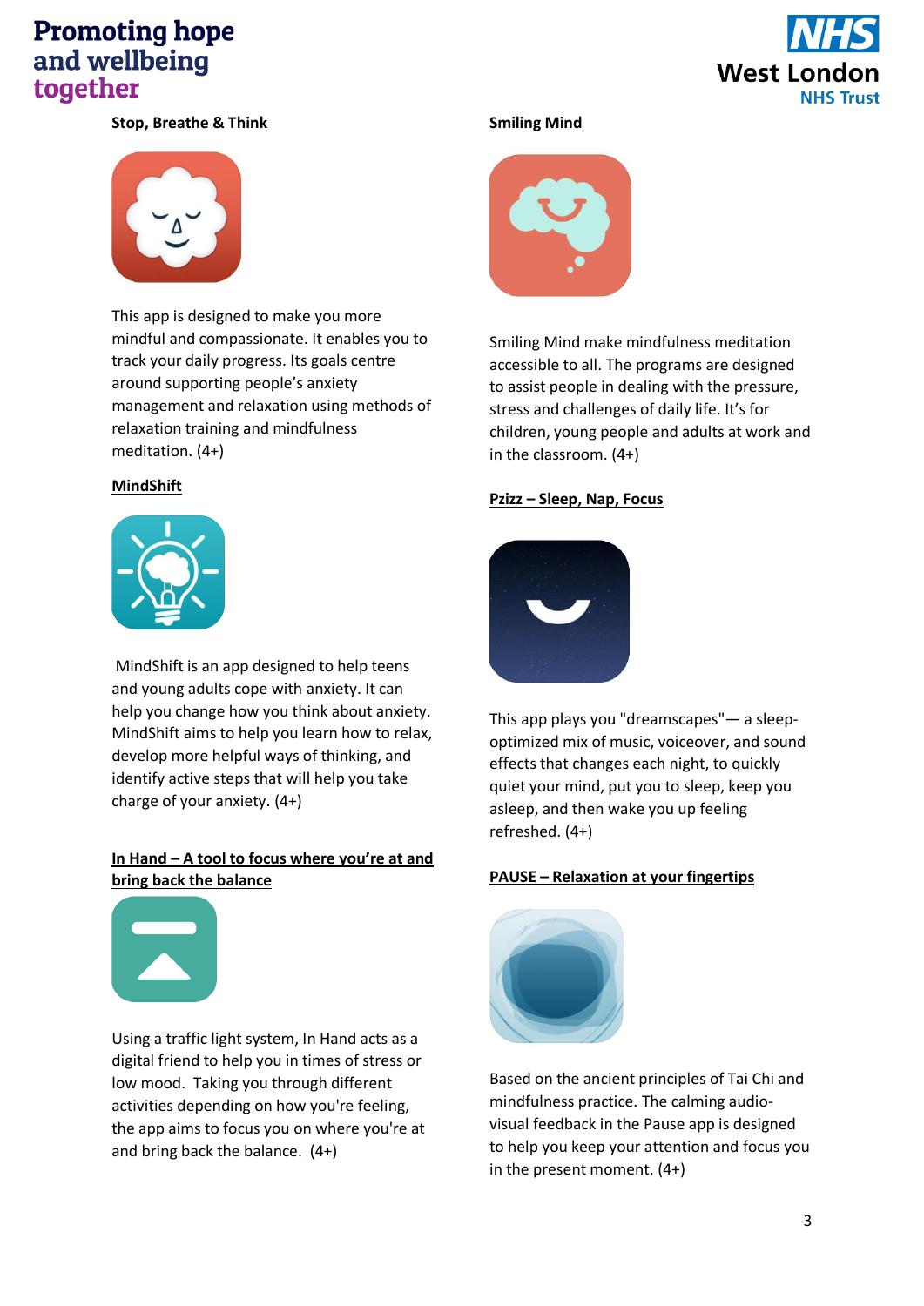### Stop, Breathe & Think

This app is designed to make you more mindful and compassionate. It enables you to track your daily progress. Its goals centre around supporting people's anxiety management and relaxation using methods of relaxation training and mindfulness meditation. (4+)

### MindShift

MindShift is an app designed to help teens and young adults cope with anxiety. It can help you change how you think about anxiety. MindShift aims to help you learn how to relax, develop more helpful ways of thinking, and identify active steps that will help you take charge of your anxiety. (4+)

### In Hand – A tool to focus where you're at and bring back the balance

Using a traffic light system, In Hand acts as a digital friend to help you in times of stress or low mood. Taking you through different activities depending on how you're feeling, the app aims to focus you on where you're at and bring back the balance. (4+)

### Smiling Mind

Smiling Mind make mindfulness meditation accessible to all. The programs are designed to assist people in dealing with the pressure, stress and challenges of daily life. It's for children, young people and adults at work and in the classroom. (4+)

### Pzizz – Sleep, Nap, Focus

This app plays you "dreamscapes"— a sleep-optimized mix of music, voiceover, and sound effects that changes each night, to quickly quiet your mind, put you to sleep, keep you asleep, and then wake you up feeling refreshed. (4+)

### PAUSE – Relaxation at your fingertips

Based on the ancient principles of Tai Chi and mindfulness practice. The calming audio-visual feedback in the Pause app is designed to help you keep your attention and focus you in the present moment. (4+)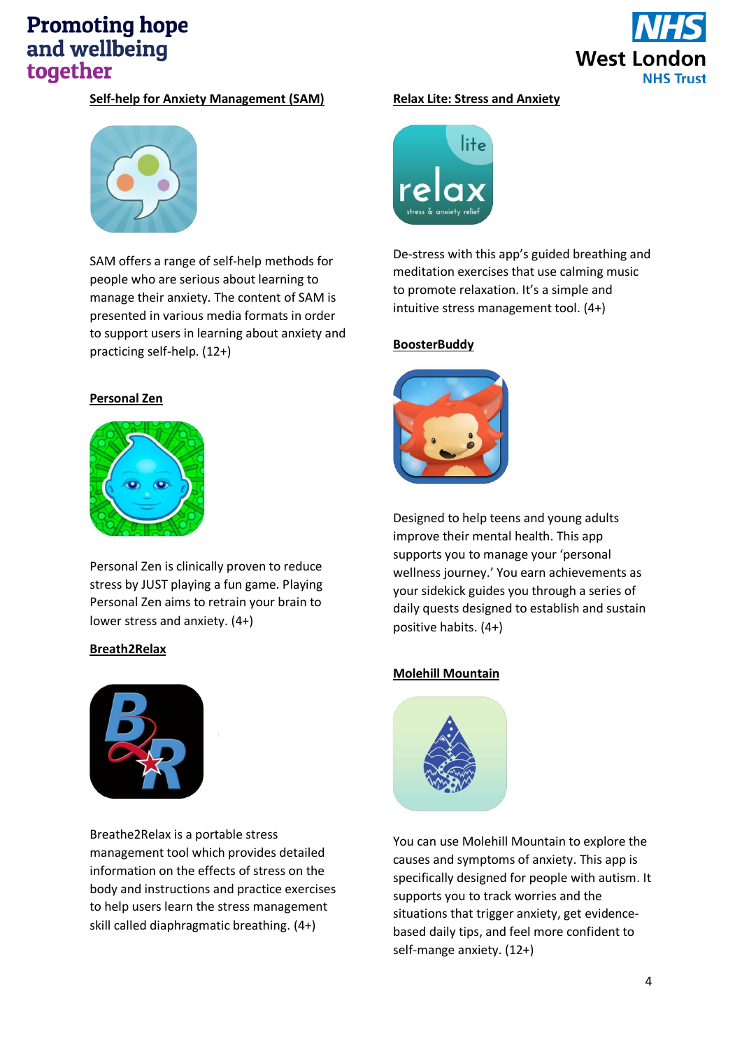#### Self-help for Anxiety Management (SAM)

SAM offers a range of self-help methods for people who are serious about learning to manage their anxiety. The content of SAM is presented in various media formats in order to support users in learning about anxiety and practicing self-help. (12+)

#### Personal Zen

Personal Zen is clinically proven to reduce stress by JUST playing a fun game. Playing Personal Zen aims to retrain your brain to lower stress and anxiety. (4+)

#### Breath2Relax

Breathe2Relax is a portable stress management tool which provides detailed information on the effects of stress on the body and instructions and practice exercises to help users learn the stress management skill called diaphragmatic breathing. (4+)

#### Relax Lite: Stress and Anxiety

De-stress with this app's guided breathing and meditation exercises that use calming music to promote relaxation. It's a simple and intuitive stress management tool. (4+)

#### BoosterBuddy

Designed to help teens and young adults improve their mental health. This app supports you to manage your 'personal wellness journey.' You earn achievements as your sidekick guides you through a series of daily quests designed to establish and sustain positive habits. (4+)

#### Molehill Mountain

You can use Molehill Mountain to explore the causes and symptoms of anxiety. This app is specifically designed for people with autism. It supports you to track worries and the situations that trigger anxiety, get evidence-based daily tips, and feel more confident to self-mange anxiety. (12+)